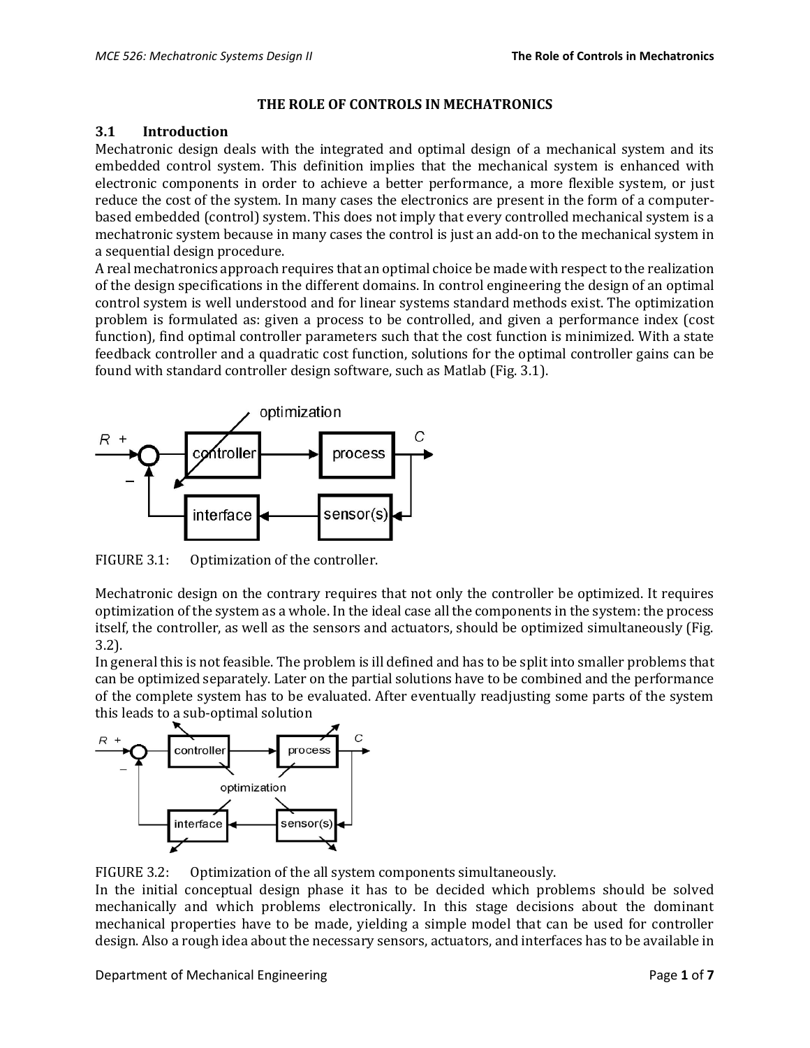# THE ROLE OF CONTROLS IN MECHATRONICS

## 3.1 Introduction

Mechatronic design deals with the integrated and optimal design of a mechanical system and its embedded control system. This definition implies that the mechanical system is enhanced with electronic components in order to achieve a better performance, a more flexible system, or just reduce the cost of the system. In many cases the electronics are present in the form of a computer-based embedded (control) system. This does not imply that every controlled mechanical system is a mechatronic system because in many cases the control is just an add-on to the mechanical system in a sequential design procedure.

A real mechatronics approach requires that an optimal choice be made with respect to the realization of the design specifications in the different domains. In control engineering the design of an optimal control system is well understood and for linear systems standard methods exist. The optimization problem is formulated as: given a process to be controlled, and given a performance index (cost function), find optimal controller parameters such that the cost function is minimized. With a state feedback controller and a quadratic cost function, solutions for the optimal controller gains can be found with standard controller design software, such as Matlab (Fig. 3.1).

optimization
R +
−
controller
process
C
interface
sensor(s)

FIGURE 3.1: Optimization of the controller.

Mechatronic design on the contrary requires that not only the controller be optimized. It requires optimization of the system as a whole. In the ideal case all the components in the system: the process itself, the controller, as well as the sensors and actuators, should be optimized simultaneously (Fig. 3.2).

In general this is not feasible. The problem is ill defined and has to be split into smaller problems that can be optimized separately. Later on the partial solutions have to be combined and the performance of the complete system has to be evaluated. After eventually readjusting some parts of the system this leads to a sub-optimal solution

R +
−
controller
process
C
optimization
interface
sensor(s)

FIGURE 3.2: Optimization of the all system components simultaneously.

In the initial conceptual design phase it has to be decided which problems should be solved mechanically and which problems electronically. In this stage decisions about the dominant mechanical properties have to be made, yielding a simple model that can be used for controller design. Also a rough idea about the necessary sensors, actuators, and interfaces has to be available in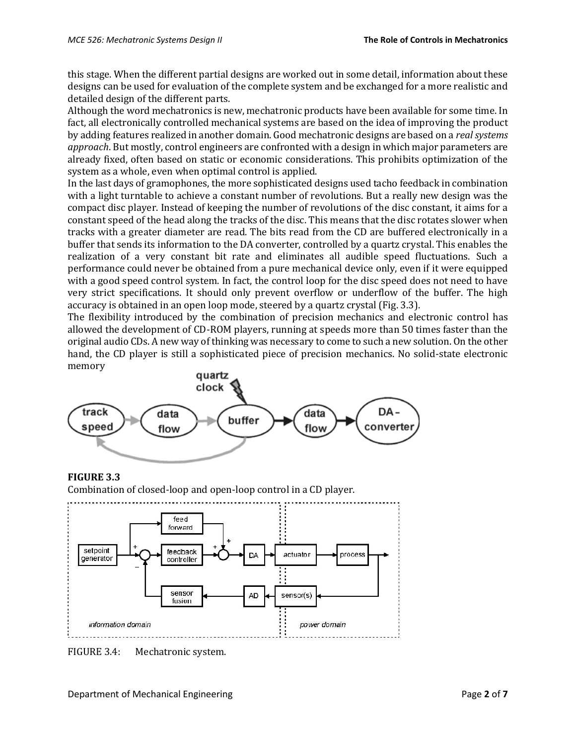this stage. When the different partial designs are worked out in some detail, information about these designs can be used for evaluation of the complete system and be exchanged for a more realistic and detailed design of the different parts.

Although the word mechatronics is new, mechatronic products have been available for some time. In fact, all electronically controlled mechanical systems are based on the idea of improving the product by adding features realized in another domain. Good mechatronic designs are based on a *real systems approach*. But mostly, control engineers are confronted with a design in which major parameters are already fixed, often based on static or economic considerations. This prohibits optimization of the system as a whole, even when optimal control is applied.

In the last days of gramophones, the more sophisticated designs used tacho feedback in combination with a light turntable to achieve a constant number of revolutions. But a really new design was the compact disc player. Instead of keeping the number of revolutions of the disc constant, it aims for a constant speed of the head along the tracks of the disc. This means that the disc rotates slower when tracks with a greater diameter are read. The bits read from the CD are buffered electronically in a buffer that sends its information to the DA converter, controlled by a quartz crystal. This enables the realization of a very constant bit rate and eliminates all audible speed fluctuations. Such a performance could never be obtained from a pure mechanical device only, even if it were equipped with a good speed control system. In fact, the control loop for the disc speed does not need to have very strict specifications. It should only prevent overflow or underflow of the buffer. The high accuracy is obtained in an open loop mode, steered by a quartz crystal (Fig. 3.3).

The flexibility introduced by the combination of precision mechanics and electronic control has allowed the development of CD-ROM players, running at speeds more than 50 times faster than the original audio CDs. A new way of thinking was necessary to come to such a new solution. On the other hand, the CD player is still a sophisticated piece of precision mechanics. No solid-state electronic memory

**FIGURE 3.3**

Combination of closed-loop and open-loop control in a CD player.

FIGURE 3.4: Mechatronic system.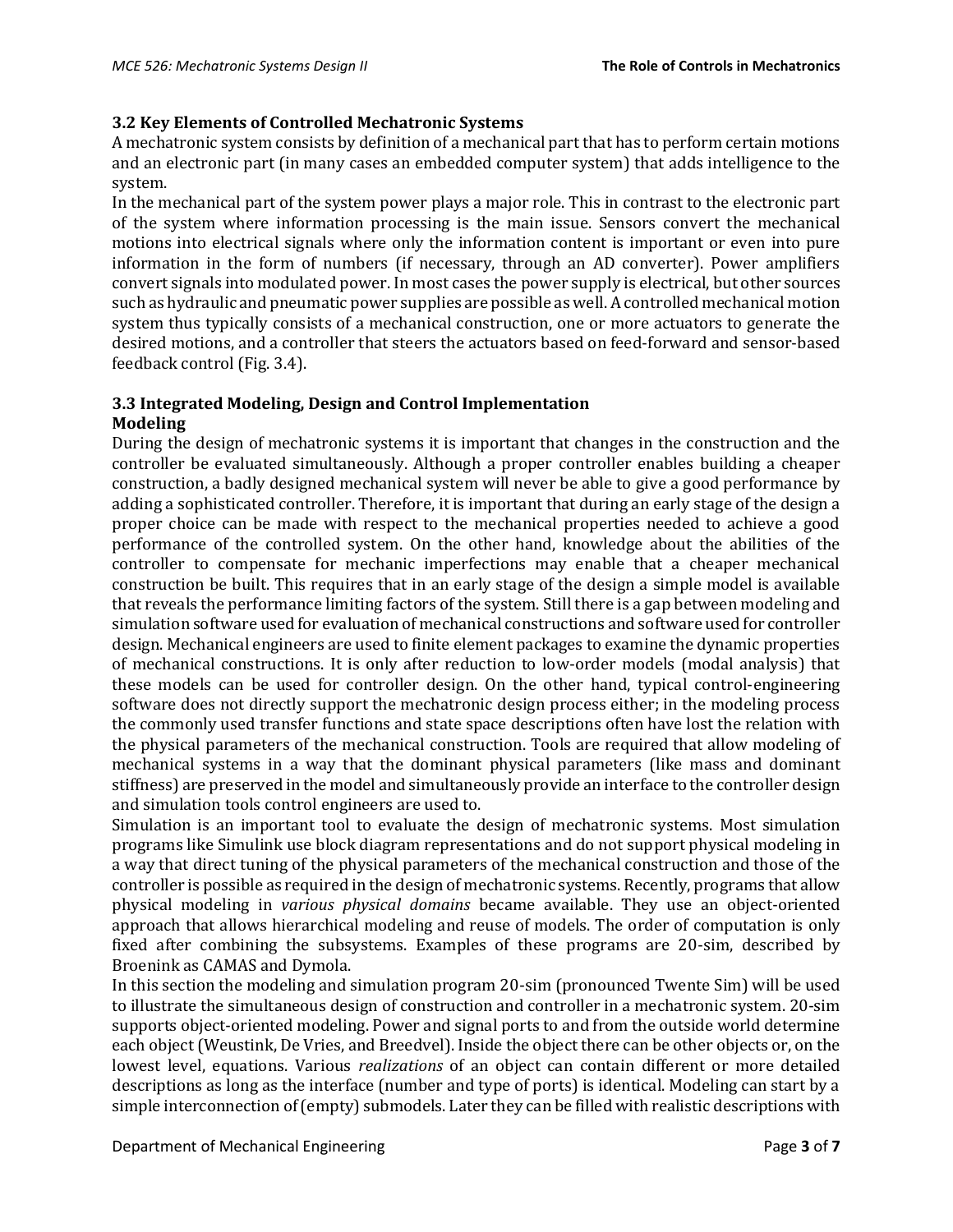### 3.2 Key Elements of Controlled Mechatronic Systems

A mechatronic system consists by definition of a mechanical part that has to perform certain motions and an electronic part (in many cases an embedded computer system) that adds intelligence to the system.

In the mechanical part of the system power plays a major role. This in contrast to the electronic part of the system where information processing is the main issue. Sensors convert the mechanical motions into electrical signals where only the information content is important or even into pure information in the form of numbers (if necessary, through an AD converter). Power amplifiers convert signals into modulated power. In most cases the power supply is electrical, but other sources such as hydraulic and pneumatic power supplies are possible as well. A controlled mechanical motion system thus typically consists of a mechanical construction, one or more actuators to generate the desired motions, and a controller that steers the actuators based on feed-forward and sensor-based feedback control (Fig. 3.4).

### 3.3 Integrated Modeling, Design and Control Implementation

#### Modeling

During the design of mechatronic systems it is important that changes in the construction and the controller be evaluated simultaneously. Although a proper controller enables building a cheaper construction, a badly designed mechanical system will never be able to give a good performance by adding a sophisticated controller. Therefore, it is important that during an early stage of the design a proper choice can be made with respect to the mechanical properties needed to achieve a good performance of the controlled system. On the other hand, knowledge about the abilities of the controller to compensate for mechanic imperfections may enable that a cheaper mechanical construction be built. This requires that in an early stage of the design a simple model is available that reveals the performance limiting factors of the system. Still there is a gap between modeling and simulation software used for evaluation of mechanical constructions and software used for controller design. Mechanical engineers are used to finite element packages to examine the dynamic properties of mechanical constructions. It is only after reduction to low-order models (modal analysis) that these models can be used for controller design. On the other hand, typical control-engineering software does not directly support the mechatronic design process either; in the modeling process the commonly used transfer functions and state space descriptions often have lost the relation with the physical parameters of the mechanical construction. Tools are required that allow modeling of mechanical systems in a way that the dominant physical parameters (like mass and dominant stiffness) are preserved in the model and simultaneously provide an interface to the controller design and simulation tools control engineers are used to.

Simulation is an important tool to evaluate the design of mechatronic systems. Most simulation programs like Simulink use block diagram representations and do not support physical modeling in a way that direct tuning of the physical parameters of the mechanical construction and those of the controller is possible as required in the design of mechatronic systems. Recently, programs that allow physical modeling in *various physical domains* became available. They use an object-oriented approach that allows hierarchical modeling and reuse of models. The order of computation is only fixed after combining the subsystems. Examples of these programs are 20-sim, described by Broenink as CAMAS and Dymola.

In this section the modeling and simulation program 20-sim (pronounced Twente Sim) will be used to illustrate the simultaneous design of construction and controller in a mechatronic system. 20-sim supports object-oriented modeling. Power and signal ports to and from the outside world determine each object (Weustink, De Vries, and Breedvel). Inside the object there can be other objects or, on the lowest level, equations. Various *realizations* of an object can contain different or more detailed descriptions as long as the interface (number and type of ports) is identical. Modeling can start by a simple interconnection of (empty) submodels. Later they can be filled with realistic descriptions with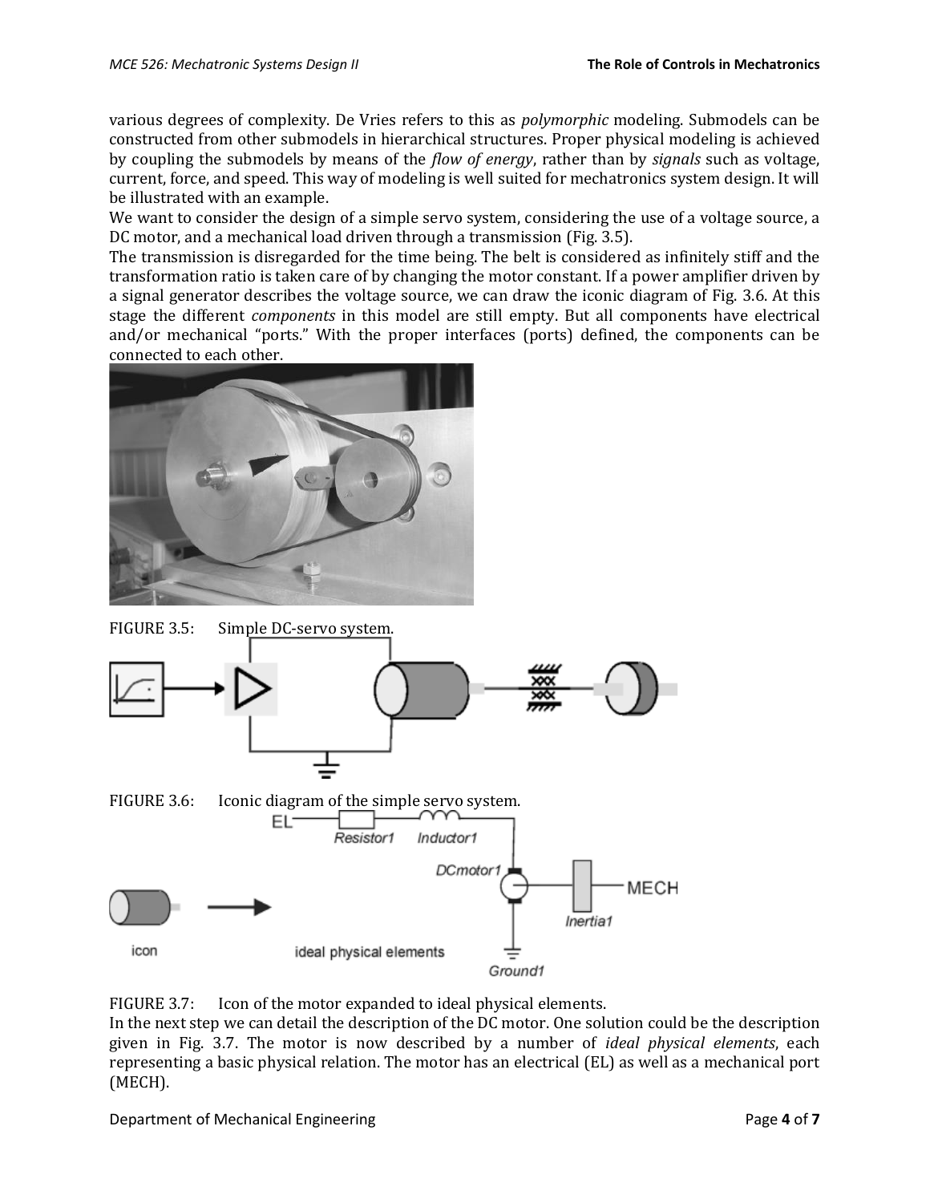various degrees of complexity. De Vries refers to this as *polymorphic* modeling. Submodels can be constructed from other submodels in hierarchical structures. Proper physical modeling is achieved by coupling the submodels by means of the *flow of energy*, rather than by *signals* such as voltage, current, force, and speed. This way of modeling is well suited for mechatronics system design. It will be illustrated with an example.

We want to consider the design of a simple servo system, considering the use of a voltage source, a DC motor, and a mechanical load driven through a transmission (Fig. 3.5).

The transmission is disregarded for the time being. The belt is considered as infinitely stiff and the transformation ratio is taken care of by changing the motor constant. If a power amplifier driven by a signal generator describes the voltage source, we can draw the iconic diagram of Fig. 3.6. At this stage the different *components* in this model are still empty. But all components have electrical and/or mechanical "ports." With the proper interfaces (ports) defined, the components can be connected to each other.

FIGURE 3.5: Simple DC-servo system.

FIGURE 3.6: Iconic diagram of the simple servo system.

FIGURE 3.7: Icon of the motor expanded to ideal physical elements.

In the next step we can detail the description of the DC motor. One solution could be the description given in Fig. 3.7. The motor is now described by a number of *ideal physical elements*, each representing a basic physical relation. The motor has an electrical (EL) as well as a mechanical port (MECH).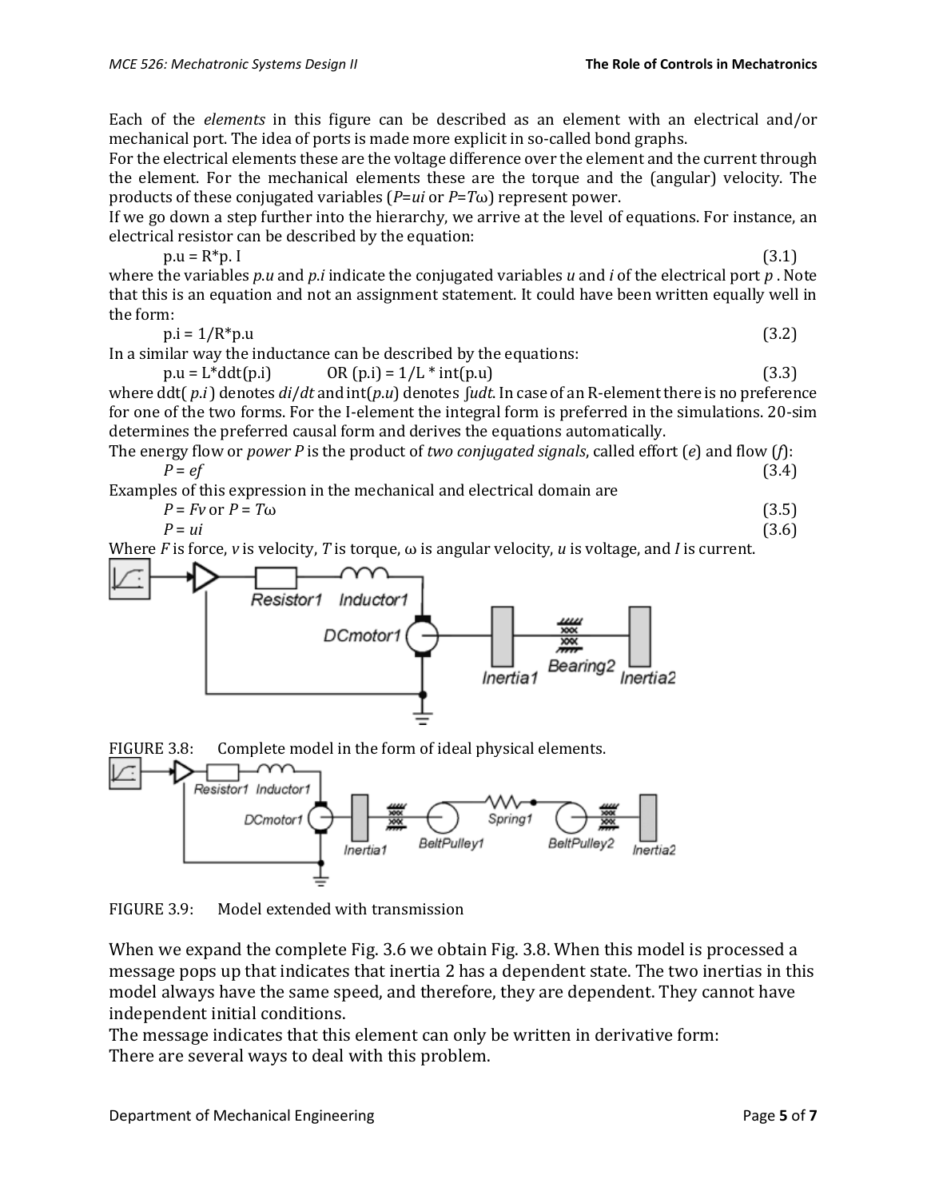Each of the *elements* in this figure can be described as an element with an electrical and/or mechanical port. The idea of ports is made more explicit in so-called bond graphs.
For the electrical elements these are the voltage difference over the element and the current through the element. For the mechanical elements these are the torque and the (angular) velocity. The products of these conjugated variables ($P=ui$ or $P=T\omega$) represent power.
If we go down a step further into the hierarchy, we arrive at the level of equations. For instance, an electrical resistor can be described by the equation:

p.u = R*p. I (3.1)

where the variables *p.u* and *p.i* indicate the conjugated variables *u* and *i* of the electrical port *p* . Note that this is an equation and not an assignment statement. It could have been written equally well in the form:

p.i = 1/R*p.u (3.2)

In a similar way the inductance can be described by the equations:

p.u = L*ddt(p.i) OR (p.i) = 1/L * int(p.u) (3.3)

where ddt( *p.i* ) denotes $di/dt$ and int(*p.u*) denotes $\int u dt$. In case of an R-element there is no preference for one of the two forms. For the I-element the integral form is preferred in the simulations. 20-sim determines the preferred causal form and derives the equations automatically.
The energy flow or *power P* is the product of *two conjugated signals*, called effort (*e*) and flow (*f*):

$$P = ef \quad (3.4)$$

Examples of this expression in the mechanical and electrical domain are

$$P = Fv \text{ or } P = T\omega \quad (3.5)$$

$$P = ui \quad (3.6)$$

Where $F$ is force, $v$ is velocity, $T$ is torque, $\omega$ is angular velocity, $u$ is voltage, and $I$ is current.

FIGURE 3.8: Complete model in the form of ideal physical elements.

FIGURE 3.9: Model extended with transmission

When we expand the complete Fig. 3.6 we obtain Fig. 3.8. When this model is processed a message pops up that indicates that inertia 2 has a dependent state. The two inertias in this model always have the same speed, and therefore, they are dependent. They cannot have independent initial conditions.
The message indicates that this element can only be written in derivative form:
There are several ways to deal with this problem.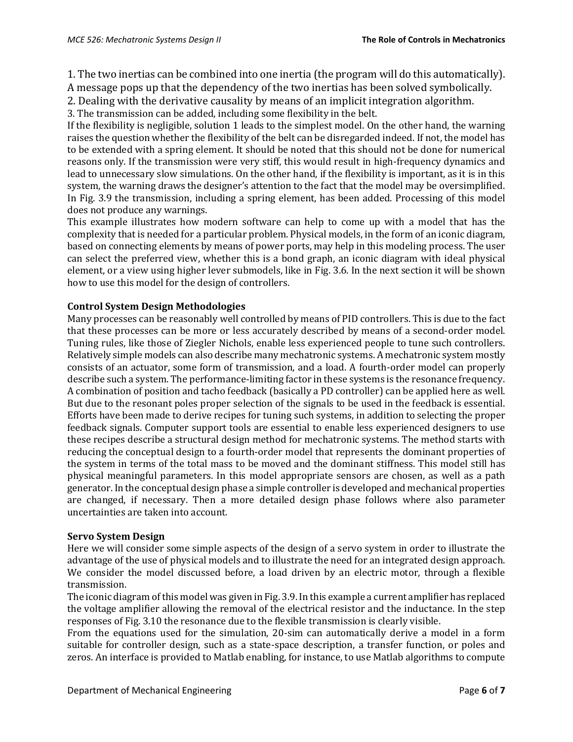1. The two inertias can be combined into one inertia (the program will do this automatically). A message pops up that the dependency of the two inertias has been solved symbolically.
2. Dealing with the derivative causality by means of an implicit integration algorithm.
3. The transmission can be added, including some flexibility in the belt.

If the flexibility is negligible, solution 1 leads to the simplest model. On the other hand, the warning raises the question whether the flexibility of the belt can be disregarded indeed. If not, the model has to be extended with a spring element. It should be noted that this should not be done for numerical reasons only. If the transmission were very stiff, this would result in high-frequency dynamics and lead to unnecessary slow simulations. On the other hand, if the flexibility is important, as it is in this system, the warning draws the designer's attention to the fact that the model may be oversimplified. In Fig. 3.9 the transmission, including a spring element, has been added. Processing of this model does not produce any warnings.

This example illustrates how modern software can help to come up with a model that has the complexity that is needed for a particular problem. Physical models, in the form of an iconic diagram, based on connecting elements by means of power ports, may help in this modeling process. The user can select the preferred view, whether this is a bond graph, an iconic diagram with ideal physical element, or a view using higher lever submodels, like in Fig. 3.6. In the next section it will be shown how to use this model for the design of controllers.

## Control System Design Methodologies

Many processes can be reasonably well controlled by means of PID controllers. This is due to the fact that these processes can be more or less accurately described by means of a second-order model. Tuning rules, like those of Ziegler Nichols, enable less experienced people to tune such controllers. Relatively simple models can also describe many mechatronic systems. A mechatronic system mostly consists of an actuator, some form of transmission, and a load. A fourth-order model can properly describe such a system. The performance-limiting factor in these systems is the resonance frequency. A combination of position and tacho feedback (basically a PD controller) can be applied here as well. But due to the resonant poles proper selection of the signals to be used in the feedback is essential. Efforts have been made to derive recipes for tuning such systems, in addition to selecting the proper feedback signals. Computer support tools are essential to enable less experienced designers to use these recipes describe a structural design method for mechatronic systems. The method starts with reducing the conceptual design to a fourth-order model that represents the dominant properties of the system in terms of the total mass to be moved and the dominant stiffness. This model still has physical meaningful parameters. In this model appropriate sensors are chosen, as well as a path generator. In the conceptual design phase a simple controller is developed and mechanical properties are changed, if necessary. Then a more detailed design phase follows where also parameter uncertainties are taken into account.

## Servo System Design

Here we will consider some simple aspects of the design of a servo system in order to illustrate the advantage of the use of physical models and to illustrate the need for an integrated design approach. We consider the model discussed before, a load driven by an electric motor, through a flexible transmission.

The iconic diagram of this model was given in Fig. 3.9. In this example a current amplifier has replaced the voltage amplifier allowing the removal of the electrical resistor and the inductance. In the step responses of Fig. 3.10 the resonance due to the flexible transmission is clearly visible.

From the equations used for the simulation, 20-sim can automatically derive a model in a form suitable for controller design, such as a state-space description, a transfer function, or poles and zeros. An interface is provided to Matlab enabling, for instance, to use Matlab algorithms to compute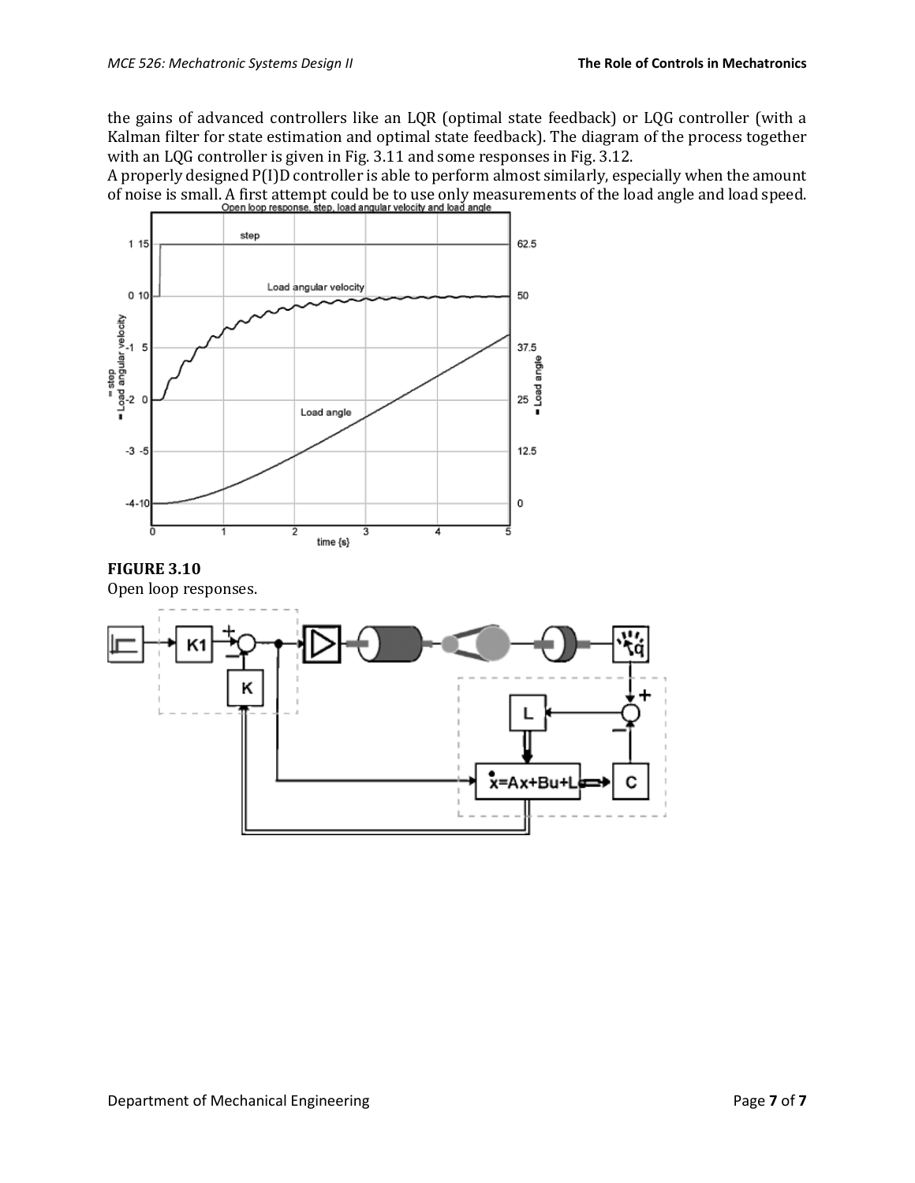the gains of advanced controllers like an LQR (optimal state feedback) or LQG controller (with a Kalman filter for state estimation and optimal state feedback). The diagram of the process together with an LQG controller is given in Fig. 3.11 and some responses in Fig. 3.12.

A properly designed P(I)D controller is able to perform almost similarly, especially when the amount of noise is small. A first attempt could be to use only measurements of the load angle and load speed.

Open loop response, step, load angular velocity and load angle

step

Load angular velocity

Load angle

= step

= Load angular velocity

= Load angle

time {s}

1 15

0 10

-1 5

-2 0

-3 -5

-4 -10

62.5

50

37.5

25

12.5

0

0 1 2 3 4 5

**FIGURE 3.10**

Open loop responses.

K1

K

L

$\dot{x}$=Ax+Bu+L

C

q